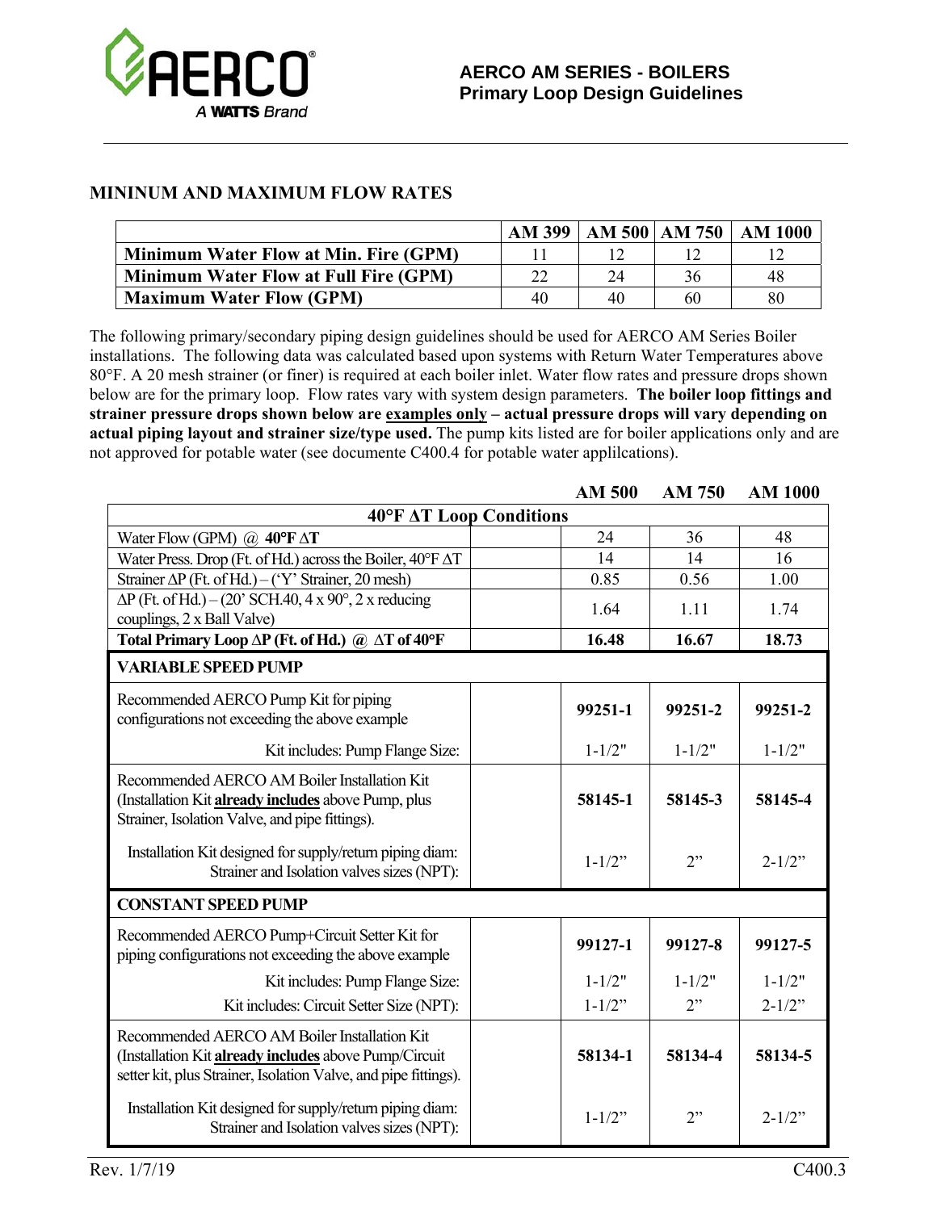# AERCO AM SERIES - BOILERS
## Primary Loop Design Guidelines

### MININUM AND MAXIMUM FLOW RATES

| | AM 399 | AM 500 | AM 750 | AM 1000 |
|---|---|---|---|---|
| **Minimum Water Flow at Min. Fire (GPM)** | 11 | 12 | 12 | 12 |
| **Minimum Water Flow at Full Fire (GPM)** | 22 | 24 | 36 | 48 |
| **Maximum Water Flow (GPM)** | 40 | 40 | 60 | 80 |

The following primary/secondary piping design guidelines should be used for AERCO AM Series Boiler installations. The following data was calculated based upon systems with Return Water Temperatures above 80°F. A 20 mesh strainer (or finer) is required at each boiler inlet. Water flow rates and pressure drops shown below are for the primary loop. Flow rates vary with system design parameters. **The boiler loop fittings and strainer pressure drops shown below are <u>examples only</u> – actual pressure drops will vary depending on actual piping layout and strainer size/type used.** The pump kits listed are for boiler applications only and are not approved for potable water (see documente C400.4 for potable water applilcations).

| | | AM 500 | AM 750 | AM 1000 |
|---|---|---|---|---|
| **40°F ΔT Loop Conditions** | | | | |
| Water Flow (GPM) @ **40°F ΔT** | | 24 | 36 | 48 |
| Water Press. Drop (Ft. of Hd.) across the Boiler, 40°F ΔT | | 14 | 14 | 16 |
| Strainer ΔP (Ft. of Hd.) – ('Y' Strainer, 20 mesh) | | 0.85 | 0.56 | 1.00 |
| ΔP (Ft. of Hd.) – (20' SCH.40, 4 x 90°, 2 x reducing couplings, 2 x Ball Valve) | | 1.64 | 1.11 | 1.74 |
| **Total Primary Loop ΔP (Ft. of Hd.) @ ΔT of 40°F** | | **16.48** | **16.67** | **18.73** |
| **VARIABLE SPEED PUMP** | | | | |
| Recommended AERCO Pump Kit for piping configurations not exceeding the above example | | **99251-1** | **99251-2** | **99251-2** |
| Kit includes: Pump Flange Size: | | 1-1/2" | 1-1/2" | 1-1/2" |
| Recommended AERCO AM Boiler Installation Kit (Installation Kit **<u>already includes</u>** above Pump, plus Strainer, Isolation Valve, and pipe fittings). | | **58145-1** | **58145-3** | **58145-4** |
| Installation Kit designed for supply/return piping diam: Strainer and Isolation valves sizes (NPT): | | 1-1/2" | 2" | 2-1/2" |
| **CONSTANT SPEED PUMP** | | | | |
| Recommended AERCO Pump+Circuit Setter Kit for piping configurations not exceeding the above example | | **99127-1** | **99127-8** | **99127-5** |
| Kit includes: Pump Flange Size: | | 1-1/2" | 1-1/2" | 1-1/2" |
| Kit includes: Circuit Setter Size (NPT): | | 1-1/2" | 2" | 2-1/2" |
| Recommended AERCO AM Boiler Installation Kit (Installation Kit **<u>already includes</u>** above Pump/Circuit setter kit, plus Strainer, Isolation Valve, and pipe fittings). | | **58134-1** | **58134-4** | **58134-5** |
| Installation Kit designed for supply/return piping diam: Strainer and Isolation valves sizes (NPT): | | 1-1/2" | 2" | 2-1/2" |

Rev. 1/7/19 C400.3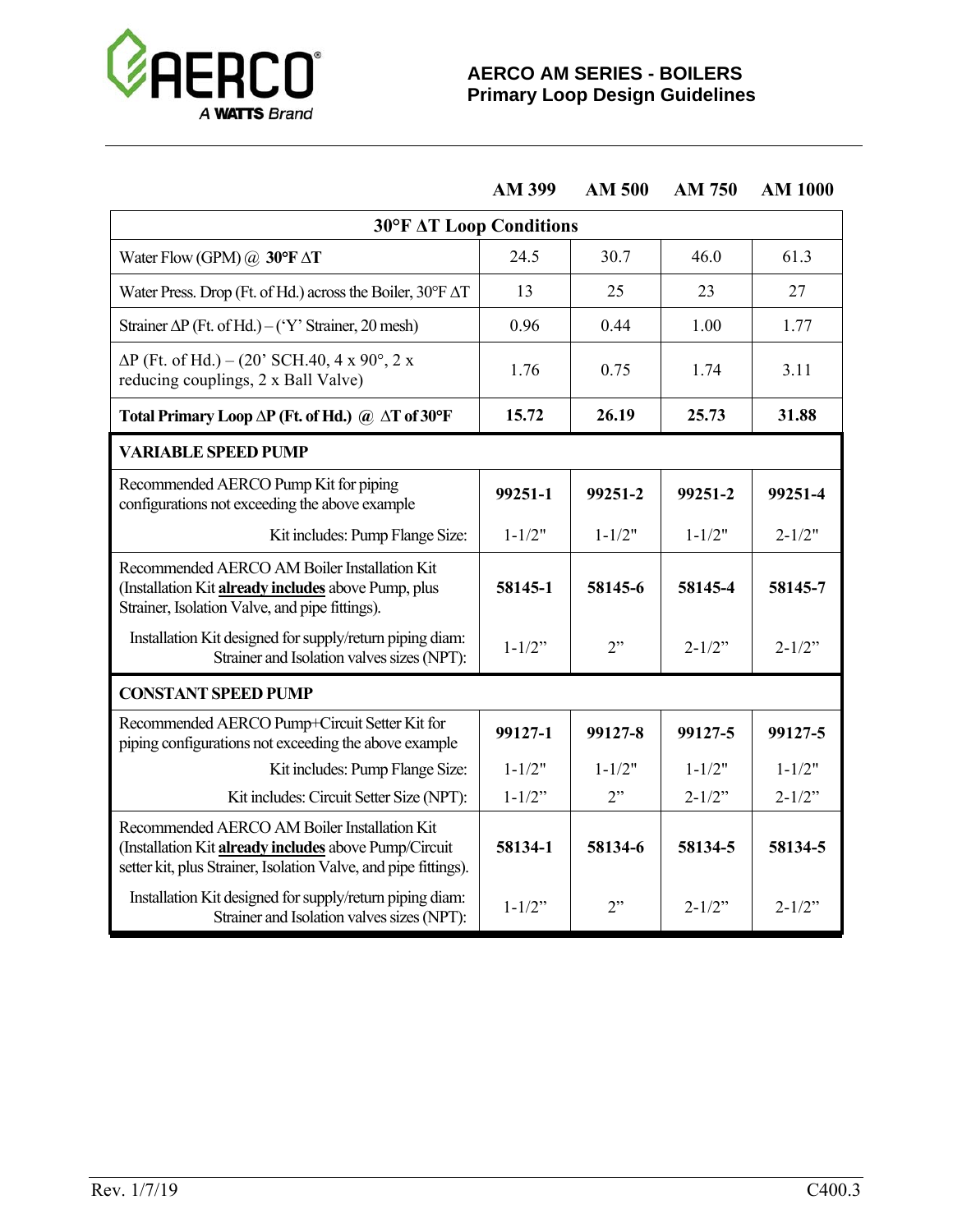# AERCO AM SERIES - BOILERS
## Primary Loop Design Guidelines

| | AM 399 | AM 500 | AM 750 | AM 1000 |
|---|---|---|---|---|
| **30°F ΔT Loop Conditions** | | | | |
| Water Flow (GPM) @ **30°F ΔT** | 24.5 | 30.7 | 46.0 | 61.3 |
| Water Press. Drop (Ft. of Hd.) across the Boiler, 30°F ΔT | 13 | 25 | 23 | 27 |
| Strainer ΔP (Ft. of Hd.) – ('Y' Strainer, 20 mesh) | 0.96 | 0.44 | 1.00 | 1.77 |
| ΔP (Ft. of Hd.) – (20' SCH.40, 4 x 90°, 2 x reducing couplings, 2 x Ball Valve) | 1.76 | 0.75 | 1.74 | 3.11 |
| **Total Primary Loop ΔP (Ft. of Hd.) @ ΔT of 30°F** | **15.72** | **26.19** | **25.73** | **31.88** |
| **VARIABLE SPEED PUMP** | | | | |
| Recommended AERCO Pump Kit for piping configurations not exceeding the above example | **99251-1** | **99251-2** | **99251-2** | **99251-4** |
| Kit includes: Pump Flange Size: | 1-1/2" | 1-1/2" | 1-1/2" | 2-1/2" |
| Recommended AERCO AM Boiler Installation Kit (Installation Kit **already includes** above Pump, plus Strainer, Isolation Valve, and pipe fittings). | **58145-1** | **58145-6** | **58145-4** | **58145-7** |
| Installation Kit designed for supply/return piping diam: Strainer and Isolation valves sizes (NPT): | 1-1/2" | 2" | 2-1/2" | 2-1/2" |
| **CONSTANT SPEED PUMP** | | | | |
| Recommended AERCO Pump+Circuit Setter Kit for piping configurations not exceeding the above example | **99127-1** | **99127-8** | **99127-5** | **99127-5** |
| Kit includes: Pump Flange Size: | 1-1/2" | 1-1/2" | 1-1/2" | 1-1/2" |
| Kit includes: Circuit Setter Size (NPT): | 1-1/2" | 2" | 2-1/2" | 2-1/2" |
| Recommended AERCO AM Boiler Installation Kit (Installation Kit **already includes** above Pump/Circuit setter kit, plus Strainer, Isolation Valve, and pipe fittings). | **58134-1** | **58134-6** | **58134-5** | **58134-5** |
| Installation Kit designed for supply/return piping diam: Strainer and Isolation valves sizes (NPT): | 1-1/2" | 2" | 2-1/2" | 2-1/2" |

Rev. 1/7/19 C400.3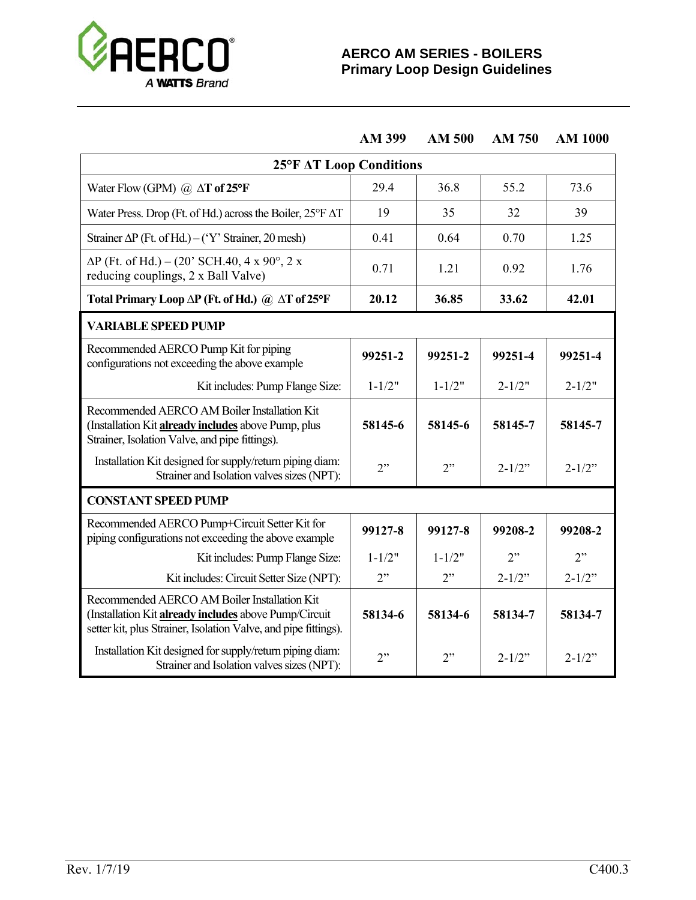# AERCO AM SERIES - BOILERS
## Primary Loop Design Guidelines

| | AM 399 | AM 500 | AM 750 | AM 1000 |
|---|---|---|---|---|
| **25°F ΔT Loop Conditions** | | | | |
| Water Flow (GPM) @ **ΔT of 25°F** | 29.4 | 36.8 | 55.2 | 73.6 |
| Water Press. Drop (Ft. of Hd.) across the Boiler, 25°F ΔT | 19 | 35 | 32 | 39 |
| Strainer ΔP (Ft. of Hd.) – ('Y' Strainer, 20 mesh) | 0.41 | 0.64 | 0.70 | 1.25 |
| ΔP (Ft. of Hd.) – (20' SCH.40, 4 x 90°, 2 x reducing couplings, 2 x Ball Valve) | 0.71 | 1.21 | 0.92 | 1.76 |
| **Total Primary Loop ΔP (Ft. of Hd.) @ ΔT of 25°F** | **20.12** | **36.85** | **33.62** | **42.01** |
| **VARIABLE SPEED PUMP** | | | | |
| Recommended AERCO Pump Kit for piping configurations not exceeding the above example | **99251-2** | **99251-2** | **99251-4** | **99251-4** |
| Kit includes: Pump Flange Size: | 1-1/2" | 1-1/2" | 2-1/2" | 2-1/2" |
| Recommended AERCO AM Boiler Installation Kit (Installation Kit **already includes** above Pump, plus Strainer, Isolation Valve, and pipe fittings). | **58145-6** | **58145-6** | **58145-7** | **58145-7** |
| Installation Kit designed for supply/return piping diam: Strainer and Isolation valves sizes (NPT): | 2" | 2" | 2-1/2" | 2-1/2" |
| **CONSTANT SPEED PUMP** | | | | |
| Recommended AERCO Pump+Circuit Setter Kit for piping configurations not exceeding the above example | **99127-8** | **99127-8** | **99208-2** | **99208-2** |
| Kit includes: Pump Flange Size: | 1-1/2" | 1-1/2" | 2" | 2" |
| Kit includes: Circuit Setter Size (NPT): | 2" | 2" | 2-1/2" | 2-1/2" |
| Recommended AERCO AM Boiler Installation Kit (Installation Kit **already includes** above Pump/Circuit setter kit, plus Strainer, Isolation Valve, and pipe fittings). | **58134-6** | **58134-6** | **58134-7** | **58134-7** |
| Installation Kit designed for supply/return piping diam: Strainer and Isolation valves sizes (NPT): | 2" | 2" | 2-1/2" | 2-1/2" |